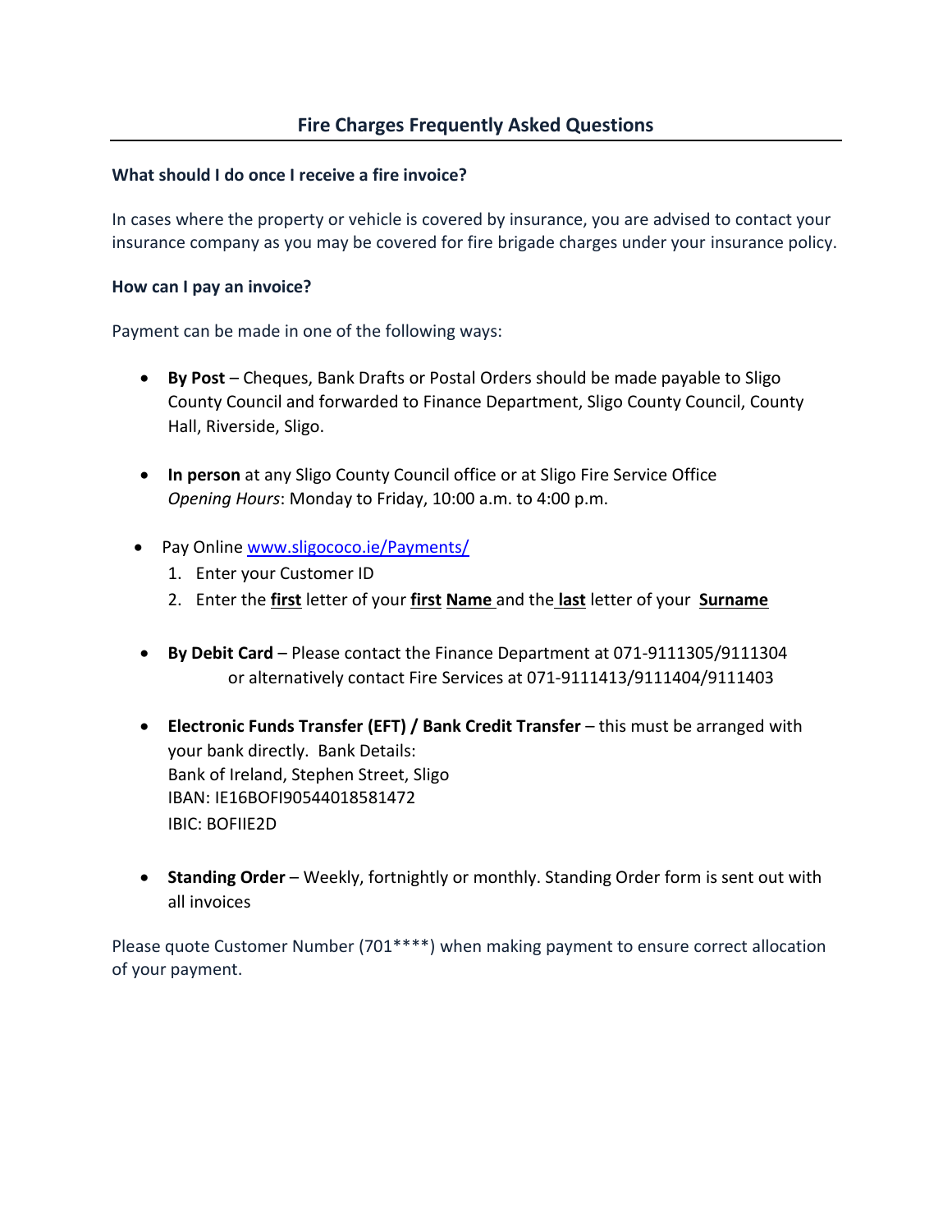# Fire Charges Frequently Asked Questions

**What should I do once I receive a fire invoice?**

In cases where the property or vehicle is covered by insurance, you are advised to contact your insurance company as you may be covered for fire brigade charges under your insurance policy.

**How can I pay an invoice?**

Payment can be made in one of the following ways:

- **By Post** – Cheques, Bank Drafts or Postal Orders should be made payable to Sligo County Council and forwarded to Finance Department, Sligo County Council, County Hall, Riverside, Sligo.

- **In person** at any Sligo County Council office or at Sligo Fire Service Office
  *Opening Hours*: Monday to Friday, 10:00 a.m. to 4:00 p.m.

- Pay Online [www.sligococo.ie/Payments/](www.sligococo.ie/Payments/)
  1. Enter your Customer ID
  2. Enter the **first** letter of your **first Name** and the **last** letter of your **Surname**

- **By Debit Card** – Please contact the Finance Department at 071-9111305/9111304
  or alternatively contact Fire Services at 071-9111413/9111404/9111403

- **Electronic Funds Transfer (EFT) / Bank Credit Transfer** – this must be arranged with your bank directly. Bank Details:
  Bank of Ireland, Stephen Street, Sligo
  IBAN: IE16BOFI90544018581472
  IBIC: BOFIIE2D

- **Standing Order** – Weekly, fortnightly or monthly. Standing Order form is sent out with all invoices

Please quote Customer Number (701****) when making payment to ensure correct allocation of your payment.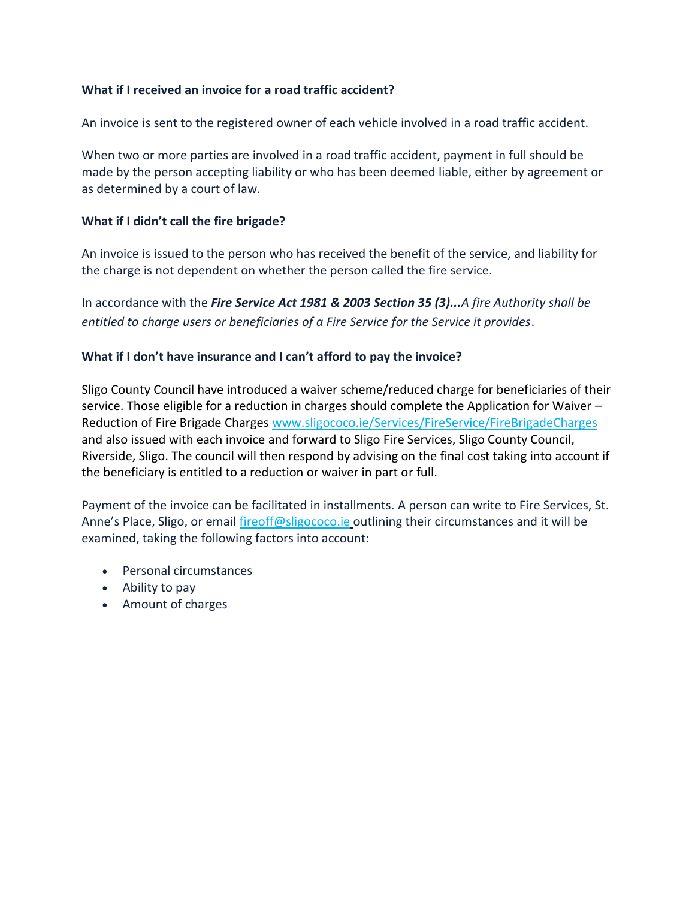**What if I received an invoice for a road traffic accident?**

An invoice is sent to the registered owner of each vehicle involved in a road traffic accident.

When two or more parties are involved in a road traffic accident, payment in full should be made by the person accepting liability or who has been deemed liable, either by agreement or as determined by a court of law.

**What if I didn't call the fire brigade?**

An invoice is issued to the person who has received the benefit of the service, and liability for the charge is not dependent on whether the person called the fire service.

In accordance with the ***Fire Service Act 1981 & 2003 Section 35 (3)...****A fire Authority shall be entitled to charge users or beneficiaries of a Fire Service for the Service it provides*.

**What if I don't have insurance and I can't afford to pay the invoice?**

Sligo County Council have introduced a waiver scheme/reduced charge for beneficiaries of their service. Those eligible for a reduction in charges should complete the Application for Waiver – Reduction of Fire Brigade Charges www.sligococo.ie/Services/FireService/FireBrigadeCharges and also issued with each invoice and forward to Sligo Fire Services, Sligo County Council, Riverside, Sligo. The council will then respond by advising on the final cost taking into account if the beneficiary is entitled to a reduction or waiver in part or full.

Payment of the invoice can be facilitated in installments. A person can write to Fire Services, St. Anne's Place, Sligo, or email fireoff@sligococo.ie outlining their circumstances and it will be examined, taking the following factors into account:

- Personal circumstances
- Ability to pay
- Amount of charges